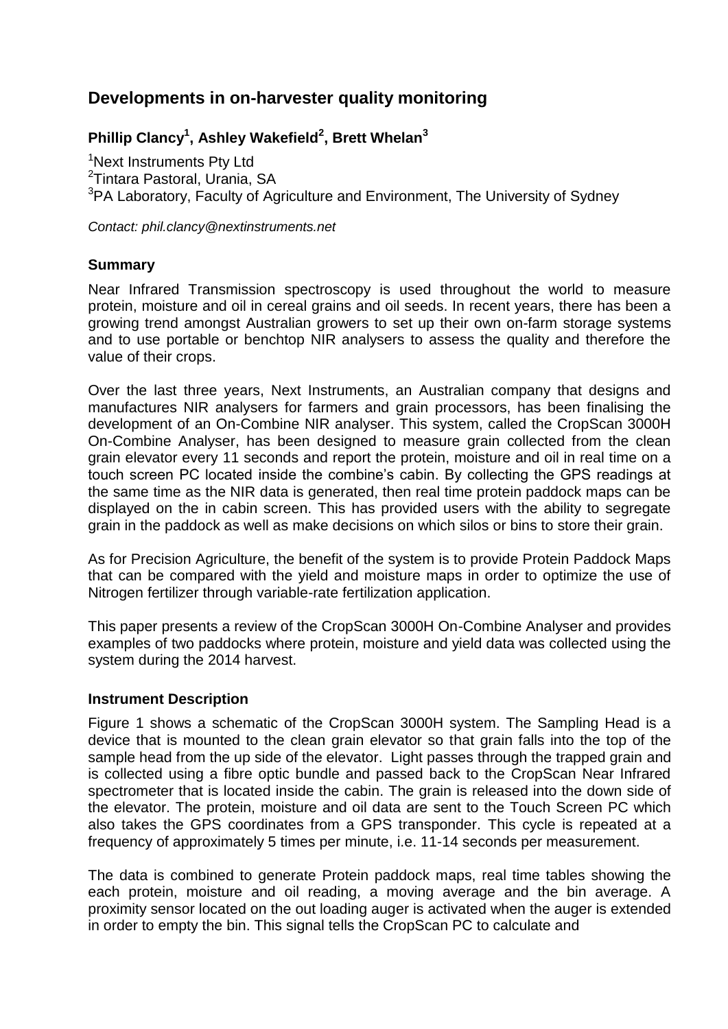# Developments in on-harvester quality monitoring

**Phillip Clancy[1], Ashley Wakefield[2], Brett Whelan[3]**

[1]Next Instruments Pty Ltd
[2]Tintara Pastoral, Urania, SA
[3]PA Laboratory, Faculty of Agriculture and Environment, The University of Sydney

*Contact: phil.clancy@nextinstruments.net*

### Summary

Near Infrared Transmission spectroscopy is used throughout the world to measure protein, moisture and oil in cereal grains and oil seeds. In recent years, there has been a growing trend amongst Australian growers to set up their own on-farm storage systems and to use portable or benchtop NIR analysers to assess the quality and therefore the value of their crops.

Over the last three years, Next Instruments, an Australian company that designs and manufactures NIR analysers for farmers and grain processors, has been finalising the development of an On-Combine NIR analyser. This system, called the CropScan 3000H On-Combine Analyser, has been designed to measure grain collected from the clean grain elevator every 11 seconds and report the protein, moisture and oil in real time on a touch screen PC located inside the combine's cabin. By collecting the GPS readings at the same time as the NIR data is generated, then real time protein paddock maps can be displayed on the in cabin screen. This has provided users with the ability to segregate grain in the paddock as well as make decisions on which silos or bins to store their grain.

As for Precision Agriculture, the benefit of the system is to provide Protein Paddock Maps that can be compared with the yield and moisture maps in order to optimize the use of Nitrogen fertilizer through variable-rate fertilization application.

This paper presents a review of the CropScan 3000H On-Combine Analyser and provides examples of two paddocks where protein, moisture and yield data was collected using the system during the 2014 harvest.

### Instrument Description

Figure 1 shows a schematic of the CropScan 3000H system. The Sampling Head is a device that is mounted to the clean grain elevator so that grain falls into the top of the sample head from the up side of the elevator. Light passes through the trapped grain and is collected using a fibre optic bundle and passed back to the CropScan Near Infrared spectrometer that is located inside the cabin. The grain is released into the down side of the elevator. The protein, moisture and oil data are sent to the Touch Screen PC which also takes the GPS coordinates from a GPS transponder. This cycle is repeated at a frequency of approximately 5 times per minute, i.e. 11-14 seconds per measurement.

The data is combined to generate Protein paddock maps, real time tables showing the each protein, moisture and oil reading, a moving average and the bin average. A proximity sensor located on the out loading auger is activated when the auger is extended in order to empty the bin. This signal tells the CropScan PC to calculate and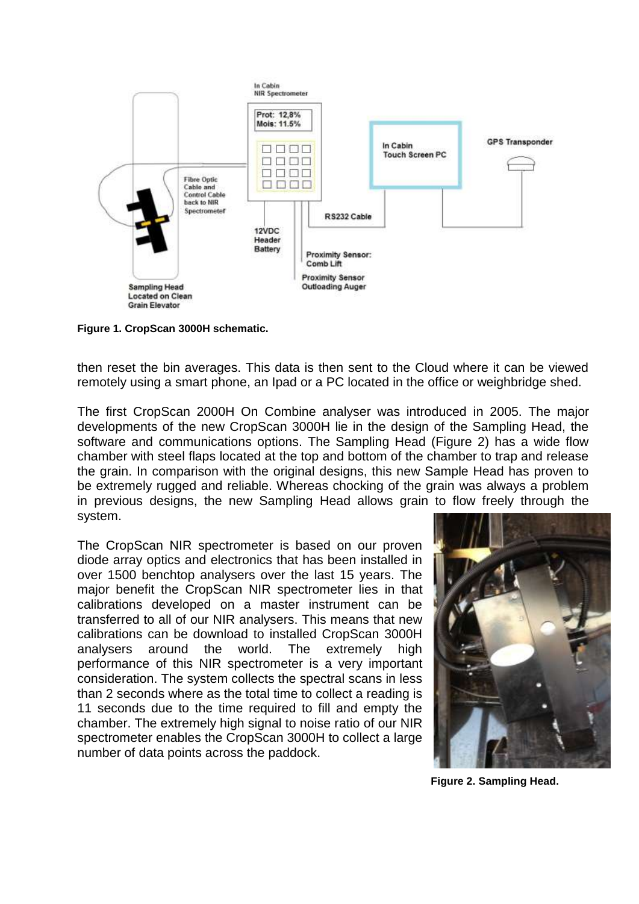Figure 1. CropScan 3000H schematic.

then reset the bin averages. This data is then sent to the Cloud where it can be viewed remotely using a smart phone, an Ipad or a PC located in the office or weighbridge shed.

The first CropScan 2000H On Combine analyser was introduced in 2005. The major developments of the new CropScan 3000H lie in the design of the Sampling Head, the software and communications options. The Sampling Head (Figure 2) has a wide flow chamber with steel flaps located at the top and bottom of the chamber to trap and release the grain. In comparison with the original designs, this new Sample Head has proven to be extremely rugged and reliable. Whereas chocking of the grain was always a problem in previous designs, the new Sampling Head allows grain to flow freely through the system.

The CropScan NIR spectrometer is based on our proven diode array optics and electronics that has been installed in over 1500 benchtop analysers over the last 15 years. The major benefit the CropScan NIR spectrometer lies in that calibrations developed on a master instrument can be transferred to all of our NIR analysers. This means that new calibrations can be download to installed CropScan 3000H analysers around the world. The extremely high performance of this NIR spectrometer is a very important consideration. The system collects the spectral scans in less than 2 seconds where as the total time to collect a reading is 11 seconds due to the time required to fill and empty the chamber. The extremely high signal to noise ratio of our NIR spectrometer enables the CropScan 3000H to collect a large number of data points across the paddock.

Figure 2. Sampling Head.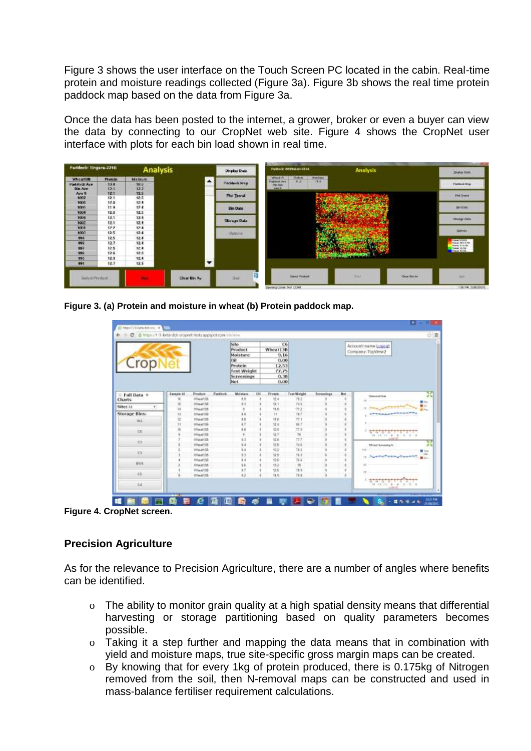Figure 3 shows the user interface on the Touch Screen PC located in the cabin. Real-time protein and moisture readings collected (Figure 3a). Figure 3b shows the real time protein paddock map based on the data from Figure 3a.

Once the data has been posted to the internet, a grower, broker or even a buyer can view the data by connecting to our CropNet web site. Figure 4 shows the CropNet user interface with plots for each bin load shown in real time.

**Figure 3. (a) Protein and moisture in wheat (b) Protein paddock map.**

**Figure 4. CropNet screen.**

### Precision Agriculture

As for the relevance to Precision Agriculture, there are a number of angles where benefits can be identified.

- The ability to monitor grain quality at a high spatial density means that differential harvesting or storage partitioning based on quality parameters becomes possible.
- Taking it a step further and mapping the data means that in combination with yield and moisture maps, true site-specific gross margin maps can be created.
- By knowing that for every 1kg of protein produced, there is 0.175kg of Nitrogen removed from the soil, then N-removal maps can be constructed and used in mass-balance fertiliser requirement calculations.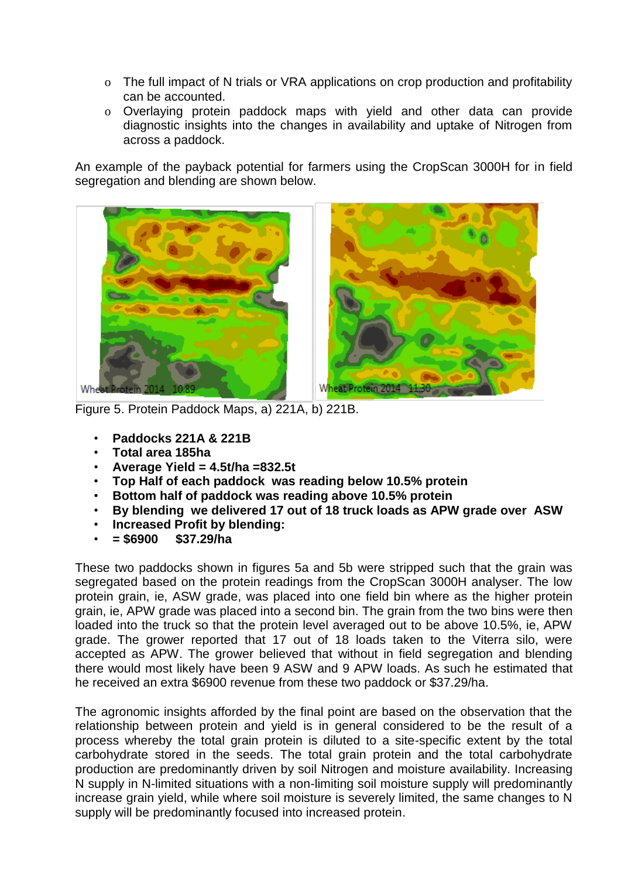- The full impact of N trials or VRA applications on crop production and profitability can be accounted.
- Overlaying protein paddock maps with yield and other data can provide diagnostic insights into the changes in availability and uptake of Nitrogen from across a paddock.

An example of the payback potential for farmers using the CropScan 3000H for in field segregation and blending are shown below.

Figure 5. Protein Paddock Maps, a) 221A, b) 221B.

- **Paddocks 221A & 221B**
- **Total area 185ha**
- **Average Yield = 4.5t/ha =832.5t**
- **Top Half of each paddock was reading below 10.5% protein**
- **Bottom half of paddock was reading above 10.5% protein**
- **By blending we delivered 17 out of 18 truck loads as APW grade over ASW**
- **Increased Profit by blending:**
- **= $6900 $37.29/ha**

These two paddocks shown in figures 5a and 5b were stripped such that the grain was segregated based on the protein readings from the CropScan 3000H analyser. The low protein grain, ie, ASW grade, was placed into one field bin where as the higher protein grain, ie, APW grade was placed into a second bin. The grain from the two bins were then loaded into the truck so that the protein level averaged out to be above 10.5%, ie, APW grade. The grower reported that 17 out of 18 loads taken to the Viterra silo, were accepted as APW. The grower believed that without in field segregation and blending there would most likely have been 9 ASW and 9 APW loads. As such he estimated that he received an extra $6900 revenue from these two paddock or $37.29/ha.

The agronomic insights afforded by the final point are based on the observation that the relationship between protein and yield is in general considered to be the result of a process whereby the total grain protein is diluted to a site-specific extent by the total carbohydrate stored in the seeds. The total grain protein and the total carbohydrate production are predominantly driven by soil Nitrogen and moisture availability. Increasing N supply in N-limited situations with a non-limiting soil moisture supply will predominantly increase grain yield, while where soil moisture is severely limited, the same changes to N supply will be predominantly focused into increased protein.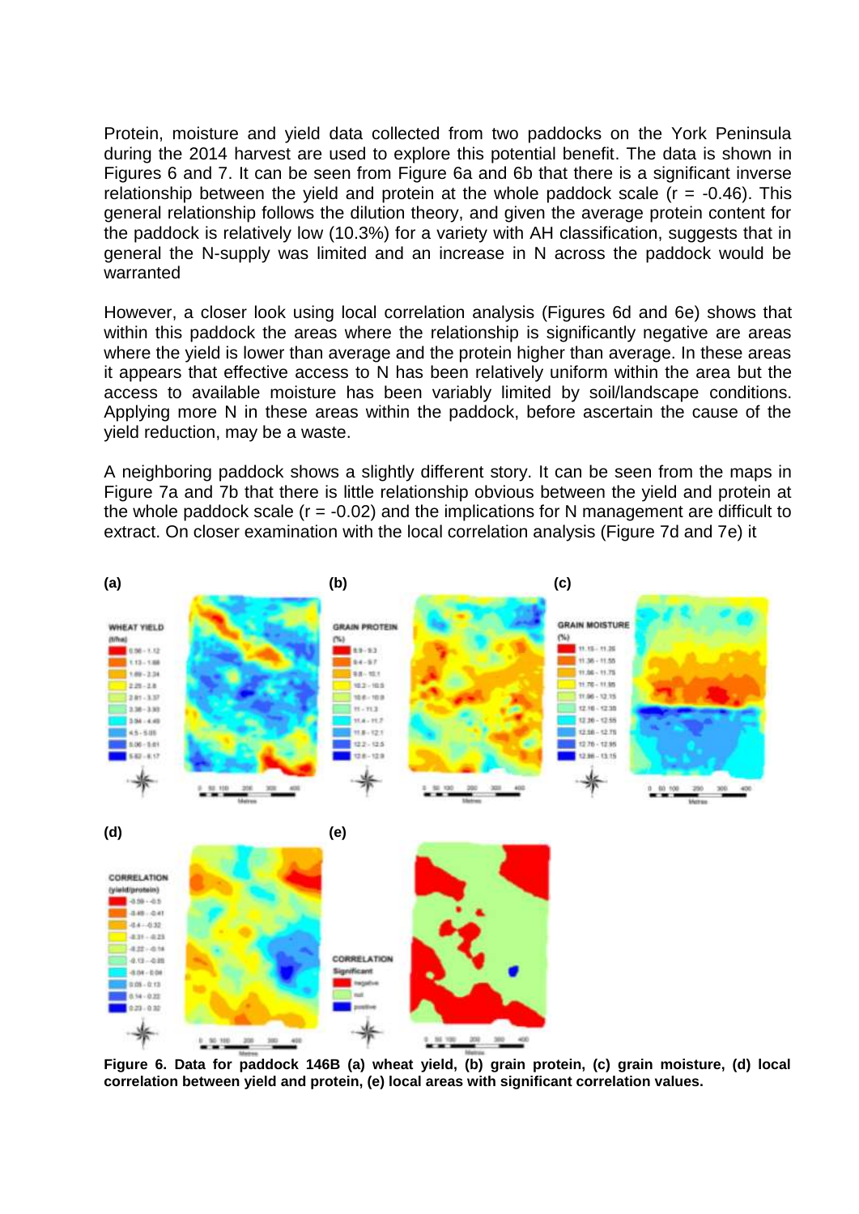Protein, moisture and yield data collected from two paddocks on the York Peninsula during the 2014 harvest are used to explore this potential benefit. The data is shown in Figures 6 and 7. It can be seen from Figure 6a and 6b that there is a significant inverse relationship between the yield and protein at the whole paddock scale ($r = -0.46$). This general relationship follows the dilution theory, and given the average protein content for the paddock is relatively low (10.3%) for a variety with AH classification, suggests that in general the N-supply was limited and an increase in N across the paddock would be warranted

However, a closer look using local correlation analysis (Figures 6d and 6e) shows that within this paddock the areas where the relationship is significantly negative are areas where the yield is lower than average and the protein higher than average. In these areas it appears that effective access to N has been relatively uniform within the area but the access to available moisture has been variably limited by soil/landscape conditions. Applying more N in these areas within the paddock, before ascertain the cause of the yield reduction, may be a waste.

A neighboring paddock shows a slightly different story. It can be seen from the maps in Figure 7a and 7b that there is little relationship obvious between the yield and protein at the whole paddock scale ($r = -0.02$) and the implications for N management are difficult to extract. On closer examination with the local correlation analysis (Figure 7d and 7e) it

**Figure 6. Data for paddock 146B (a) wheat yield, (b) grain protein, (c) grain moisture, (d) local correlation between yield and protein, (e) local areas with significant correlation values.**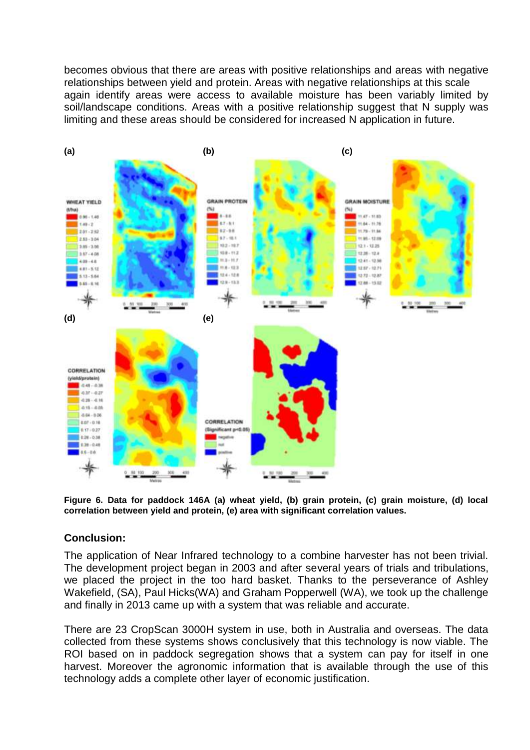becomes obvious that there are areas with positive relationships and areas with negative relationships between yield and protein. Areas with negative relationships at this scale again identify areas were access to available moisture has been variably limited by soil/landscape conditions. Areas with a positive relationship suggest that N supply was limiting and these areas should be considered for increased N application in future.

**Figure 6. Data for paddock 146A (a) wheat yield, (b) grain protein, (c) grain moisture, (d) local correlation between yield and protein, (e) area with significant correlation values.**

## Conclusion:

The application of Near Infrared technology to a combine harvester has not been trivial. The development project began in 2003 and after several years of trials and tribulations, we placed the project in the too hard basket. Thanks to the perseverance of Ashley Wakefield, (SA), Paul Hicks(WA) and Graham Popperwell (WA), we took up the challenge and finally in 2013 came up with a system that was reliable and accurate.

There are 23 CropScan 3000H system in use, both in Australia and overseas. The data collected from these systems shows conclusively that this technology is now viable. The ROI based on in paddock segregation shows that a system can pay for itself in one harvest. Moreover the agronomic information that is available through the use of this technology adds a complete other layer of economic justification.